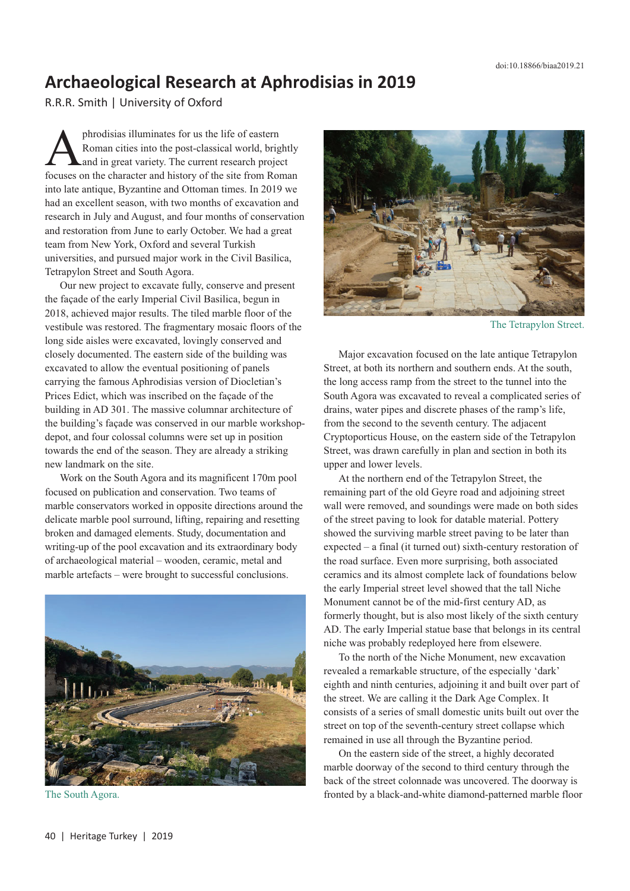doi:10.18866/biaa2019.21

# Archaeological Research at Aphrodisias in 2019

R.R.R. Smith | University of Oxford

Aphrodisias illuminates for us the life of eastern Roman cities into the post-classical world, brightly and in great variety. The current research project focuses on the character and history of the site from Roman into late antique, Byzantine and Ottoman times. In 2019 we had an excellent season, with two months of excavation and research in July and August, and four months of conservation and restoration from June to early October. We had a great team from New York, Oxford and several Turkish universities, and pursued major work in the Civil Basilica, Tetrapylon Street and South Agora.

Our new project to excavate fully, conserve and present the façade of the early Imperial Civil Basilica, begun in 2018, achieved major results. The tiled marble floor of the vestibule was restored. The fragmentary mosaic floors of the long side aisles were excavated, lovingly conserved and closely documented. The eastern side of the building was excavated to allow the eventual positioning of panels carrying the famous Aphrodisias version of Diocletian's Prices Edict, which was inscribed on the façade of the building in AD 301. The massive columnar architecture of the building's façade was conserved in our marble workshop-depot, and four colossal columns were set up in position towards the end of the season. They are already a striking new landmark on the site.

Work on the South Agora and its magnificent 170m pool focused on publication and conservation. Two teams of marble conservators worked in opposite directions around the delicate marble pool surround, lifting, repairing and resetting broken and damaged elements. Study, documentation and writing-up of the pool excavation and its extraordinary body of archaeological material – wooden, ceramic, metal and marble artefacts – were brought to successful conclusions.

The South Agora.

The Tetrapylon Street.

Major excavation focused on the late antique Tetrapylon Street, at both its northern and southern ends. At the south, the long access ramp from the street to the tunnel into the South Agora was excavated to reveal a complicated series of drains, water pipes and discrete phases of the ramp's life, from the second to the seventh century. The adjacent Cryptoporticus House, on the eastern side of the Tetrapylon Street, was drawn carefully in plan and section in both its upper and lower levels.

At the northern end of the Tetrapylon Street, the remaining part of the old Geyre road and adjoining street wall were removed, and soundings were made on both sides of the street paving to look for datable material. Pottery showed the surviving marble street paving to be later than expected – a final (it turned out) sixth-century restoration of the road surface. Even more surprising, both associated ceramics and its almost complete lack of foundations below the early Imperial street level showed that the tall Niche Monument cannot be of the mid-first century AD, as formerly thought, but is also most likely of the sixth century AD. The early Imperial statue base that belongs in its central niche was probably redeployed here from elsewere.

To the north of the Niche Monument, new excavation revealed a remarkable structure, of the especially 'dark' eighth and ninth centuries, adjoining it and built over part of the street. We are calling it the Dark Age Complex. It consists of a series of small domestic units built out over the street on top of the seventh-century street collapse which remained in use all through the Byzantine period.

On the eastern side of the street, a highly decorated marble doorway of the second to third century through the back of the street colonnade was uncovered. The doorway is fronted by a black-and-white diamond-patterned marble floor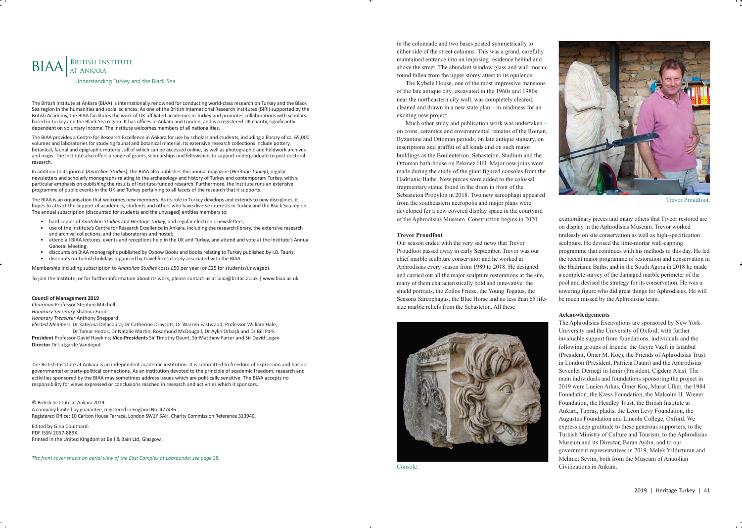# BIAA | British Institute at Ankara

Understanding Turkey and the Black Sea

The British Institute at Ankara (BIAA) is internationally renowned for conducting world-class research on Turkey and the Black Sea region in the humanities and social sciences. As one of the British International Research Institutes (BIRI) supported by the British Academy, the BIAA facilitates the work of UK-affiliated academics in Turkey and promotes collaborations with scholars based in Turkey and the Black Sea region. It has offices in Ankara and London, and is a registered UK charity, significantly dependent on voluntary income. The Institute welcomes members of all nationalities.

The BIAA provides a Centre for Research Excellence in Ankara for use by scholars and students, including a library of ca. 65,000 volumes and laboratories for studying faunal and botanical material. Its extensive research collections include pottery, botanical, faunal and epigraphic material, all of which can be accessed online, as well as photographic and fieldwork archives and maps. The Institute also offers a range of grants, scholarships and fellowships to support undergraduate to post-doctoral research.

In addition to its journal (*Anatolian Studies*), the BIAA also publishes this annual magazine (*Heritage Turkey*), regular newsletters and scholarly monographs relating to the archaeology and history of Turkey and contemporary Turkey, with a particular emphasis on publishing the results of Institute-funded research. Furthermore, the Institute runs an extensive programme of public events in the UK and Turkey pertaining to all facets of the research that it supports.

The BIAA is an organisation that welcomes new members. As its role in Turkey develops and extends to new disciplines, it hopes to attract the support of academics, students and others who have diverse interests in Turkey and the Black Sea region. The annual subscription (discounted for students and the unwaged) entitles members to:

- hard copies of *Anatolian Studies* and *Heritage Turkey*, and regular electronic newsletters;
- use of the Institute's Centre for Research Excellence in Ankara, including the research library, the extensive research and archival collections, and the laboratories and hostel;
- attend all BIAA lectures, events and receptions held in the UK and Turkey, and attend and vote at the Institute's Annual General Meeting;
- discounts on BIAA monographs published by Oxbow Books and books relating to Turkey published by I.B. Tauris;
- discounts on Turkish holidays organised by travel firms closely associated with the BIAA.

Membership including subscription to *Anatolian Studies* costs £50 per year (or £25 for students/unwaged).

To join the Institute, or for further information about its work, please contact us at biaa@britac.ac.uk | www.biaa.ac.uk

**Council of Management 2019**
*Chairman* Professor Stephen Mitchell
*Honorary Secretary* Shahina Farid
*Honorary Treasurer* Anthony Sheppard
*Elected Members* Dr Katerina Delacoura, Dr Catherine Draycott, Dr Warren Eastwood, Professor William Hale, Dr Tamar Hodos, Dr Natalie Martin, Rosamund McDougall, Dr Aylin Orbaşlı and Dr Bill Park
**President** Professor David Hawkins; **Vice-Presidents** Sir Timothy Daunt, Sir Matthew Farrer and Sir David Logan
**Director** Dr Lutgarde Vandeput

The British Institute at Ankara is an independent academic institution. It is committed to freedom of expression and has no governmental or party-political connections. As an institution devoted to the principle of academic freedom, research and activities sponsored by the BIAA may sometimes address issues which are politically sensitive. The BIAA accepts no responsibility for views expressed or conclusions reached in research and activities which it sponsors.

© British Institute at Ankara 2019.
A company limited by guarantee, registered in England No. 477436.
Registered Office: 10 Carlton House Terrace, London SW1Y 5AH. Charity Commission Reference 313940.

Edited by Gina Coulthard.
PDF ISSN 2057-889X.
Printed in the United Kingdom at Bell & Bain Ltd, Glasgow.

*The front cover shows an aerial view of the East Complex at Labraunda: see page 38.*

in the colonnade and two bases posted symmetrically to either side of the street columns. This was a grand, carefully maintained entrance into an imposing residence behind and above the street. The abundant window glass and wall mosaic found fallen from the upper storey attest to its opulence.

The Kybele House, one of the most impressive mansions of the late antique city, excavated in the 1960s and 1980s near the northeastern city wall, was completely cleared, cleaned and drawn in a new state plan – in readiness for an exciting new project.

Much other study and publication work was undertaken – on coins, ceramics and environmental remains of the Roman, Byzantine and Ottoman periods, on late antique statuary, on inscriptions and graffiti of all kinds and on such major buildings as the Bouleuterion, Sebasteion, Stadium and the Ottoman bath-house on Pekmez Hill. Major new joins were made during the study of the giant figured consoles from the Hadrianic Baths. New pieces were added to the colossal fragmentary statue found in the drain in front of the Sebasteion Propylon in 2018. Two new sarcophagi appeared from the southeastern necropolis and major plans were developed for a new covered display space in the courtyard of the Aphrodisias Museum. Construction begins in 2020.

Console.

### Trevor Proudfoot

Our season ended with the very sad news that Trevor Proudfoot passed away in early September. Trevor was our chief marble sculpture conservator and he worked at Aphrodisias every season from 1989 to 2018. He designed and carried out all the major sculpture restorations at the site, many of them characteristically bold and innovative: the shield portraits, the Zoilos Frieze, the Young Togatus, the Seasons Sarcophagus, the Blue Horse and no less than 65 life-size marble reliefs from the Sebasteion. All these extraordinary pieces and many others that Trveor restored are on display in the Aphrodisias Museum. Trevor worked tirelessly on site conservation as well as high-specification sculpture. He devised the lime-mortar wall-capping programme that continues with his methods to this day. He led the recent major programme of restoration and conservation in the Hadrianic Baths, and in the South Agora in 2018 he made a complete survey of the damaged marble perimeter of the pool and devised the strategy for its conservation. He was a towering figure who did great things for Aphrodisias. He will be much missed by the Aphrodisias team.

Trevor Proudfoot.

### Acknowledgements

The Aphrodisias Excavations are sponsored by New York University and the University of Oxford, with further invaluable support from foundations, individuals and the following groups of friends: the Geyre Vakfı in Istanbul (President, Ömer M. Koç), the Friends of Aphrodisias Trust in London (President, Patricia Daunt) and the Aphrodisias Sevenler Derneği in Izmir (President, Çiğdem Alas). The main individuals and foundations sponsoring the project in 2019 were Lucien Arkas, Ömer Koç, Murat Ülker, the 1984 Foundation, the Kress Foundation, the Malcolm H. Wiener Foundation, the Headley Trust, the British Institute at Ankara, Tupraş, pladis, the Leon Levy Foundation, the Augustus Foundation and Lincoln College, Oxford. We express deep gratitude to these generous supporters, to the Turkish Ministry of Culture and Tourism, to the Aphrodisias Museum and its Director, Baran Aydın, and to our government representatives in 2019, Melek Yıldızturan and Mehmet Sevim, both from the Museum of Anatolian Civilizations in Ankara.